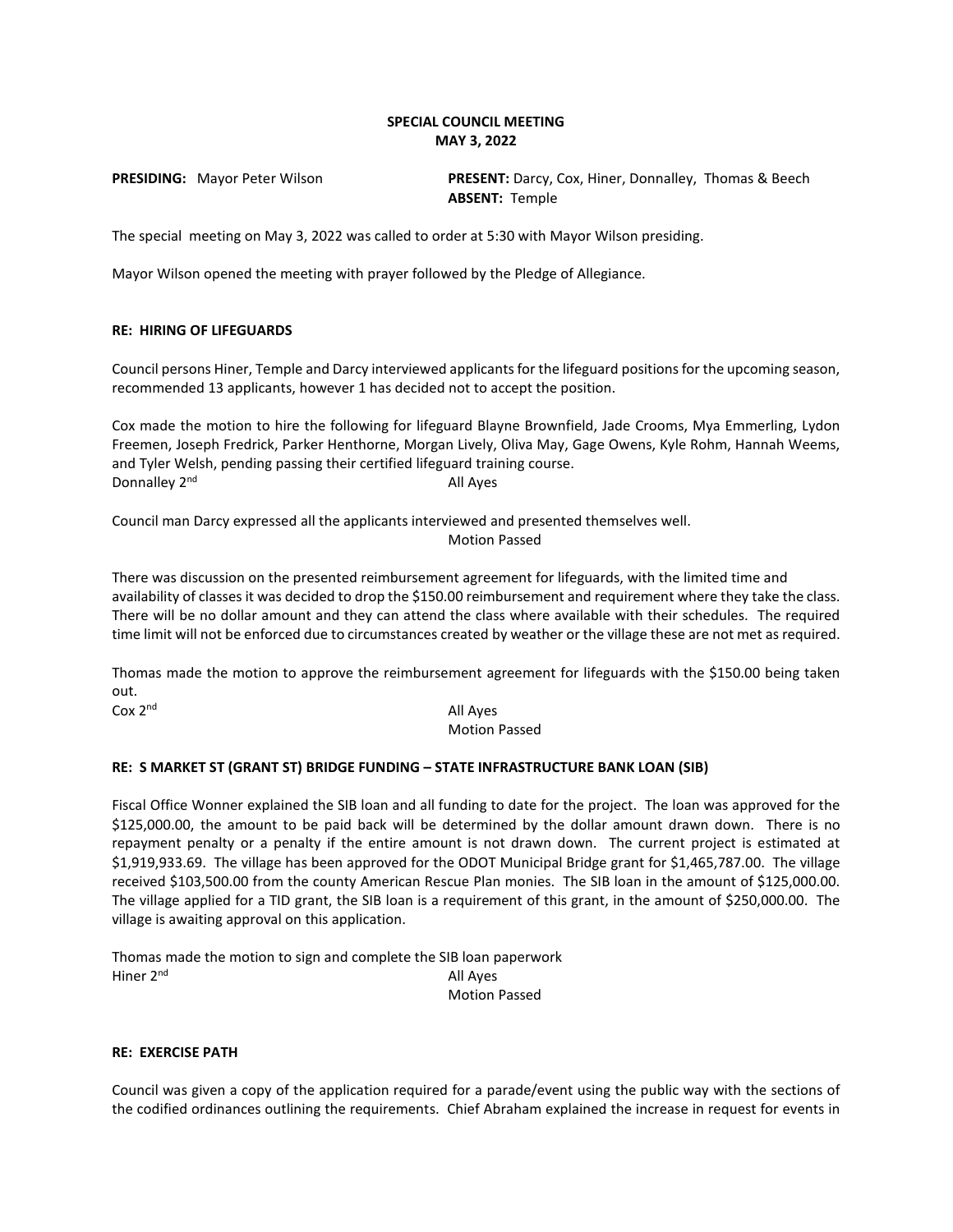# SPECIAL COUNCIL MEETING
## MAY 3, 2022

**PRESIDING:** Mayor Peter Wilson

**PRESENT:** Darcy, Cox, Hiner, Donnalley, Thomas & Beech
**ABSENT:** Temple

The special meeting on May 3, 2022 was called to order at 5:30 with Mayor Wilson presiding.

Mayor Wilson opened the meeting with prayer followed by the Pledge of Allegiance.

### RE: HIRING OF LIFEGUARDS

Council persons Hiner, Temple and Darcy interviewed applicants for the lifeguard positions for the upcoming season, recommended 13 applicants, however 1 has decided not to accept the position.

Cox made the motion to hire the following for lifeguard Blayne Brownfield, Jade Crooms, Mya Emmerling, Lydon Freemen, Joseph Fredrick, Parker Henthorne, Morgan Lively, Oliva May, Gage Owens, Kyle Rohm, Hannah Weems, and Tyler Welsh, pending passing their certified lifeguard training course.
Donnalley 2nd All Ayes

Council man Darcy expressed all the applicants interviewed and presented themselves well.
Motion Passed

There was discussion on the presented reimbursement agreement for lifeguards, with the limited time and availability of classes it was decided to drop the $150.00 reimbursement and requirement where they take the class. There will be no dollar amount and they can attend the class where available with their schedules. The required time limit will not be enforced due to circumstances created by weather or the village these are not met as required.

Thomas made the motion to approve the reimbursement agreement for lifeguards with the $150.00 being taken out.
Cox 2nd All Ayes
Motion Passed

### RE: S MARKET ST (GRANT ST) BRIDGE FUNDING – STATE INFRASTRUCTURE BANK LOAN (SIB)

Fiscal Office Wonner explained the SIB loan and all funding to date for the project. The loan was approved for the $125,000.00, the amount to be paid back will be determined by the dollar amount drawn down. There is no repayment penalty or a penalty if the entire amount is not drawn down. The current project is estimated at $1,919,933.69. The village has been approved for the ODOT Municipal Bridge grant for $1,465,787.00. The village received $103,500.00 from the county American Rescue Plan monies. The SIB loan in the amount of $125,000.00. The village applied for a TID grant, the SIB loan is a requirement of this grant, in the amount of $250,000.00. The village is awaiting approval on this application.

Thomas made the motion to sign and complete the SIB loan paperwork
Hiner 2nd All Ayes
Motion Passed

### RE: EXERCISE PATH

Council was given a copy of the application required for a parade/event using the public way with the sections of the codified ordinances outlining the requirements. Chief Abraham explained the increase in request for events in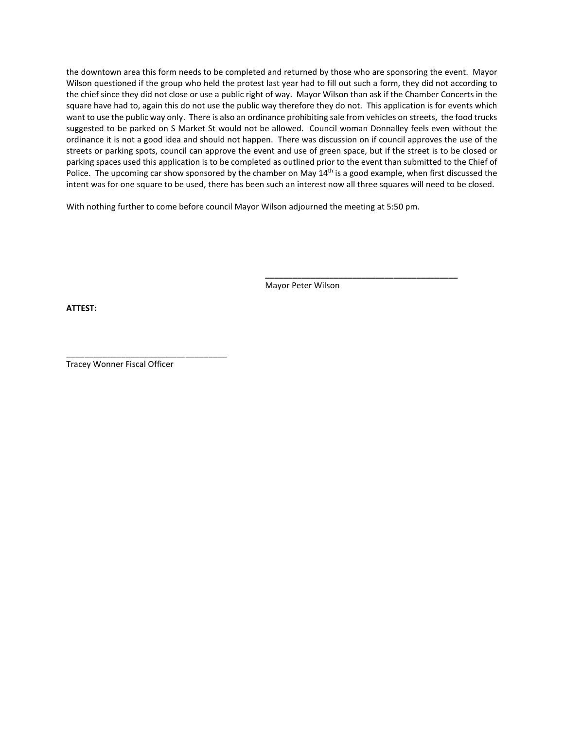the downtown area this form needs to be completed and returned by those who are sponsoring the event. Mayor Wilson questioned if the group who held the protest last year had to fill out such a form, they did not according to the chief since they did not close or use a public right of way. Mayor Wilson than ask if the Chamber Concerts in the square have had to, again this do not use the public way therefore they do not. This application is for events which want to use the public way only. There is also an ordinance prohibiting sale from vehicles on streets, the food trucks suggested to be parked on S Market St would not be allowed. Council woman Donnalley feels even without the ordinance it is not a good idea and should not happen. There was discussion on if council approves the use of the streets or parking spots, council can approve the event and use of green space, but if the street is to be closed or parking spaces used this application is to be completed as outlined prior to the event than submitted to the Chief of Police. The upcoming car show sponsored by the chamber on May 14th is a good example, when first discussed the intent was for one square to be used, there has been such an interest now all three squares will need to be closed.

With nothing further to come before council Mayor Wilson adjourned the meeting at 5:50 pm.

\_\_\_\_\_\_\_\_\_\_\_\_\_\_\_\_\_\_\_\_\_\_\_\_\_\_\_\_\_\_\_\_\_\_\_\_\_\_\_\_

Mayor Peter Wilson

**ATTEST:**

\_\_\_\_\_\_\_\_\_\_\_\_\_\_\_\_\_\_\_\_\_\_\_\_\_\_\_\_\_\_\_\_\_\_\_

Tracey Wonner Fiscal Officer